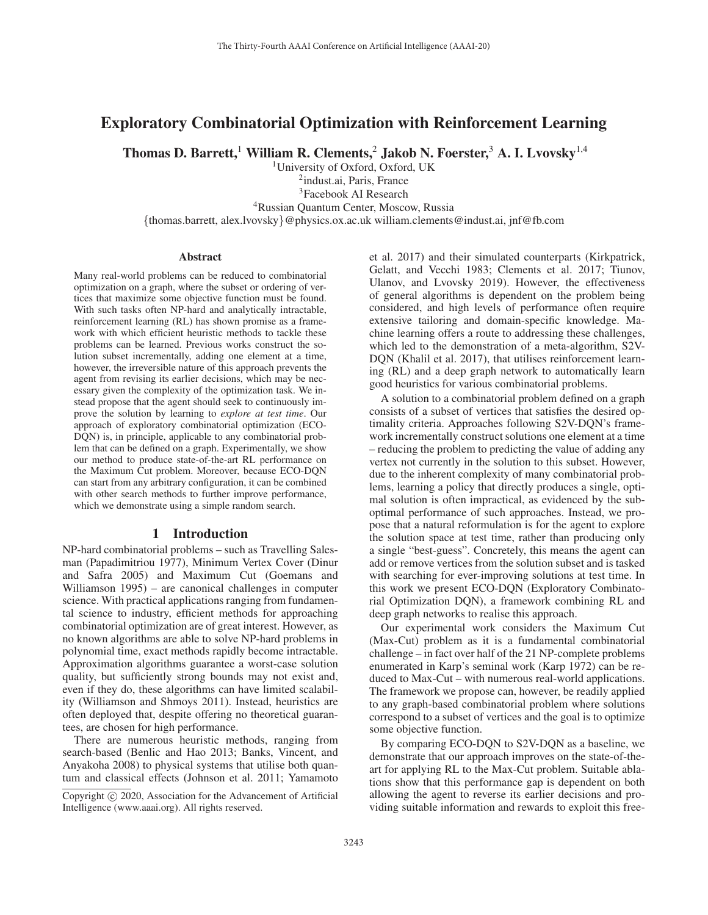# Exploratory Combinatorial Optimization with Reinforcement Learning

**Thomas D. Barrett,[1] William R. Clements,[2] Jakob N. Foerster,[3] A. I. Lvovsky[1,4]**

[1]University of Oxford, Oxford, UK
[2]indust.ai, Paris, France
[3]Facebook AI Research
[4]Russian Quantum Center, Moscow, Russia
{thomas.barrett, alex.lvovsky}@physics.ox.ac.uk william.clements@indust.ai, jnf@fb.com

### Abstract

Many real-world problems can be reduced to combinatorial optimization on a graph, where the subset or ordering of vertices that maximize some objective function must be found. With such tasks often NP-hard and analytically intractable, reinforcement learning (RL) has shown promise as a framework with which efficient heuristic methods to tackle these problems can be learned. Previous works construct the solution subset incrementally, adding one element at a time, however, the irreversible nature of this approach prevents the agent from revising its earlier decisions, which may be necessary given the complexity of the optimization task. We instead propose that the agent should seek to continuously improve the solution by learning to *explore at test time*. Our approach of exploratory combinatorial optimization (ECO-DQN) is, in principle, applicable to any combinatorial problem that can be defined on a graph. Experimentally, we show our method to produce state-of-the-art RL performance on the Maximum Cut problem. Moreover, because ECO-DQN can start from any arbitrary configuration, it can be combined with other search methods to further improve performance, which we demonstrate using a simple random search.

## 1 Introduction

NP-hard combinatorial problems – such as Travelling Salesman (Papadimitriou 1977), Minimum Vertex Cover (Dinur and Safra 2005) and Maximum Cut (Goemans and Williamson 1995) – are canonical challenges in computer science. With practical applications ranging from fundamental science to industry, efficient methods for approaching combinatorial optimization are of great interest. However, as no known algorithms are able to solve NP-hard problems in polynomial time, exact methods rapidly become intractable. Approximation algorithms guarantee a worst-case solution quality, but sufficiently strong bounds may not exist and, even if they do, these algorithms can have limited scalability (Williamson and Shmoys 2011). Instead, heuristics are often deployed that, despite offering no theoretical guarantees, are chosen for high performance.

There are numerous heuristic methods, ranging from search-based (Benlic and Hao 2013; Banks, Vincent, and Anyakoha 2008) to physical systems that utilise both quantum and classical effects (Johnson et al. 2011; Yamamoto et al. 2017) and their simulated counterparts (Kirkpatrick, Gelatt, and Vecchi 1983; Clements et al. 2017; Tiunov, Ulanov, and Lvovsky 2019). However, the effectiveness of general algorithms is dependent on the problem being considered, and high levels of performance often require extensive tailoring and domain-specific knowledge. Machine learning offers a route to addressing these challenges, which led to the demonstration of a meta-algorithm, S2V-DQN (Khalil et al. 2017), that utilises reinforcement learning (RL) and a deep graph network to automatically learn good heuristics for various combinatorial problems.

A solution to a combinatorial problem defined on a graph consists of a subset of vertices that satisfies the desired optimality criteria. Approaches following S2V-DQN's framework incrementally construct solutions one element at a time – reducing the problem to predicting the value of adding any vertex not currently in the solution to this subset. However, due to the inherent complexity of many combinatorial problems, learning a policy that directly produces a single, optimal solution is often impractical, as evidenced by the suboptimal performance of such approaches. Instead, we propose that a natural reformulation is for the agent to explore the solution space at test time, rather than producing only a single "best-guess". Concretely, this means the agent can add or remove vertices from the solution subset and is tasked with searching for ever-improving solutions at test time. In this work we present ECO-DQN (Exploratory Combinatorial Optimization DQN), a framework combining RL and deep graph networks to realise this approach.

Our experimental work considers the Maximum Cut (Max-Cut) problem as it is a fundamental combinatorial challenge – in fact over half of the 21 NP-complete problems enumerated in Karp's seminal work (Karp 1972) can be reduced to Max-Cut – with numerous real-world applications. The framework we propose can, however, be readily applied to any graph-based combinatorial problem where solutions correspond to a subset of vertices and the goal is to optimize some objective function.

By comparing ECO-DQN to S2V-DQN as a baseline, we demonstrate that our approach improves on the state-of-the-art for applying RL to the Max-Cut problem. Suitable ablations show that this performance gap is dependent on both allowing the agent to reverse its earlier decisions and providing suitable information and rewards to exploit this free-

Copyright © 2020, Association for the Advancement of Artificial Intelligence (www.aaai.org). All rights reserved.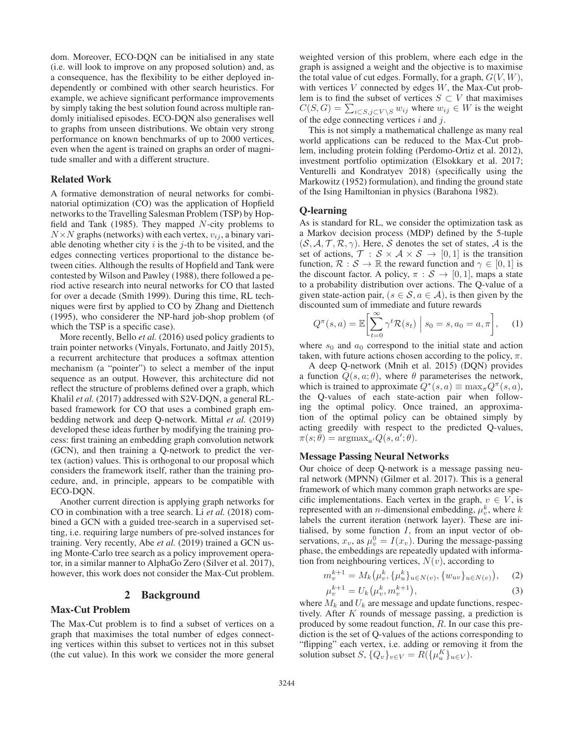dom. Moreover, ECO-DQN can be initialised in any state (i.e. will look to improve on any proposed solution) and, as a consequence, has the flexibility to be either deployed independently or combined with other search heuristics. For example, we achieve significant performance improvements by simply taking the best solution found across multiple randomly initialised episodes. ECO-DQN also generalises well to graphs from unseen distributions. We obtain very strong performance on known benchmarks of up to 2000 vertices, even when the agent is trained on graphs an order of magnitude smaller and with a different structure.

### Related Work

A formative demonstration of neural networks for combinatorial optimization (CO) was the application of Hopfield networks to the Travelling Salesman Problem (TSP) by Hopfield and Tank (1985). They mapped $N$-city problems to $N \times N$ graphs (networks) with each vertex, $v_{ij}$, a binary variable denoting whether city $i$ is the $j$-th to be visited, and the edges connecting vertices proportional to the distance between cities. Although the results of Hopfield and Tank were contested by Wilson and Pawley (1988), there followed a period active research into neural networks for CO that lasted for over a decade (Smith 1999). During this time, RL techniques were first by applied to CO by Zhang and Diettench (1995), who considerer the NP-hard job-shop problem (of which the TSP is a specific case).

More recently, Bello *et al.* (2016) used policy gradients to train pointer networks (Vinyals, Fortunato, and Jaitly 2015), a recurrent architecture that produces a softmax attention mechanism (a "pointer") to select a member of the input sequence as an output. However, this architecture did not reflect the structure of problems defined over a graph, which Khalil *et al.* (2017) addressed with S2V-DQN, a general RL-based framework for CO that uses a combined graph embedding network and deep Q-network. Mittal *et al.* (2019) developed these ideas further by modifying the training process: first training an embedding graph convolution network (GCN), and then training a Q-network to predict the vertex (action) values. This is orthogonal to our proposal which considers the framework itself, rather than the training procedure, and, in principle, appears to be compatible with ECO-DQN.

Another current direction is applying graph networks for CO in combination with a tree search. Li *et al.* (2018) combined a GCN with a guided tree-search in a supervised setting, i.e. requiring large numbers of pre-solved instances for training. Very recently, Abe *et al.* (2019) trained a GCN using Monte-Carlo tree search as a policy improvement operator, in a similar manner to AlphaGo Zero (Silver et al. 2017), however, this work does not consider the Max-Cut problem.

## 2 Background

### Max-Cut Problem

The Max-Cut problem is to find a subset of vertices on a graph that maximises the total number of edges connecting vertices within this subset to vertices not in this subset (the cut value). In this work we consider the more general weighted version of this problem, where each edge in the graph is assigned a weight and the objective is to maximise the total value of cut edges. Formally, for a graph, $G(V, W)$, with vertices $V$ connected by edges $W$, the Max-Cut problem is to find the subset of vertices $S \subset V$ that maximises $C(S, G) = \sum_{i \subset S, j \subset V \setminus S} w_{ij}$ where $w_{ij} \in W$ is the weight of the edge connecting vertices $i$ and $j$.

This is not simply a mathematical challenge as many real world applications can be reduced to the Max-Cut problem, including protein folding (Perdomo-Ortiz et al. 2012), investment portfolio optimization (Elsokkary et al. 2017; Venturelli and Kondratyev 2018) (specifically using the Markowitz (1952) formulation), and finding the ground state of the Ising Hamiltonian in physics (Barahona 1982).

### Q-learning

As is standard for RL, we consider the optimization task as a Markov decision process (MDP) defined by the 5-tuple $(\mathcal{S}, \mathcal{A}, \mathcal{T}, \mathcal{R}, \gamma)$. Here, $\mathcal{S}$ denotes the set of states, $\mathcal{A}$ is the set of actions, $\mathcal{T} : \mathcal{S} \times \mathcal{A} \times \mathcal{S} \rightarrow [0, 1]$ is the transition function, $\mathcal{R} : \mathcal{S} \rightarrow \mathbb{R}$ the reward function and $\gamma \in [0, 1]$ is the discount factor. A policy, $\pi : \mathcal{S} \rightarrow [0, 1]$, maps a state to a probability distribution over actions. The Q-value of a given state-action pair, $(s \in \mathcal{S}, a \in \mathcal{A})$, is then given by the discounted sum of immediate and future rewards

$$Q^{\pi}(s, a) = \mathbb{E}\left[\sum_{t=0}^{\infty} \gamma^t \mathcal{R}(s_t) \;\middle|\; s_0 = s, a_0 = a, \pi\right], \quad (1)$$

where $s_0$ and $a_0$ correspond to the initial state and action taken, with future actions chosen according to the policy, $\pi$.

A deep Q-network (Mnih et al. 2015) (DQN) provides a function $Q(s, a; \theta)$, where $\theta$ parameterises the network, which is trained to approximate $Q^*(s, a) \equiv \max_{\pi} Q^{\pi}(s, a)$, the Q-values of each state-action pair when following the optimal policy. Once trained, an approximation of the optimal policy can be obtained simply by acting greedily with respect to the predicted Q-values, $\pi(s; \theta) = \mathrm{argmax}_{a'} Q(s, a'; \theta)$.

### Message Passing Neural Networks

Our choice of deep Q-network is a message passing neural network (MPNN) (Gilmer et al. 2017). This is a general framework of which many common graph networks are specific implementations. Each vertex in the graph, $v \in V$, is represented with an $n$-dimensional embedding, $\mu_v^k$, where $k$ labels the current iteration (network layer). These are initialised, by some function $I$, from an input vector of observations, $x_v$, as $\mu_v^0 = I(x_v)$. During the message-passing phase, the embeddings are repeatedly updated with information from neighbouring vertices, $N(v)$, according to

$$m_v^{k+1} = M_k\big(\mu_v^k, \{\mu_u^k\}_{u \in N(v)}, \{w_{uv}\}_{u \in N(v)}\big), \quad (2)$$

$$\mu_v^{k+1} = U_k\big(\mu_v^k, m_v^{k+1}\big), \quad (3)$$

where $M_k$ and $U_k$ are message and update functions, respectively. After $K$ rounds of message passing, a prediction is produced by some readout function, $R$. In our case this prediction is the set of Q-values of the actions corresponding to "flipping" each vertex, i.e. adding or removing it from the solution subset $S$, $\{Q_v\}_{v \in V} = R(\{\mu_u^K\}_{u \in V})$.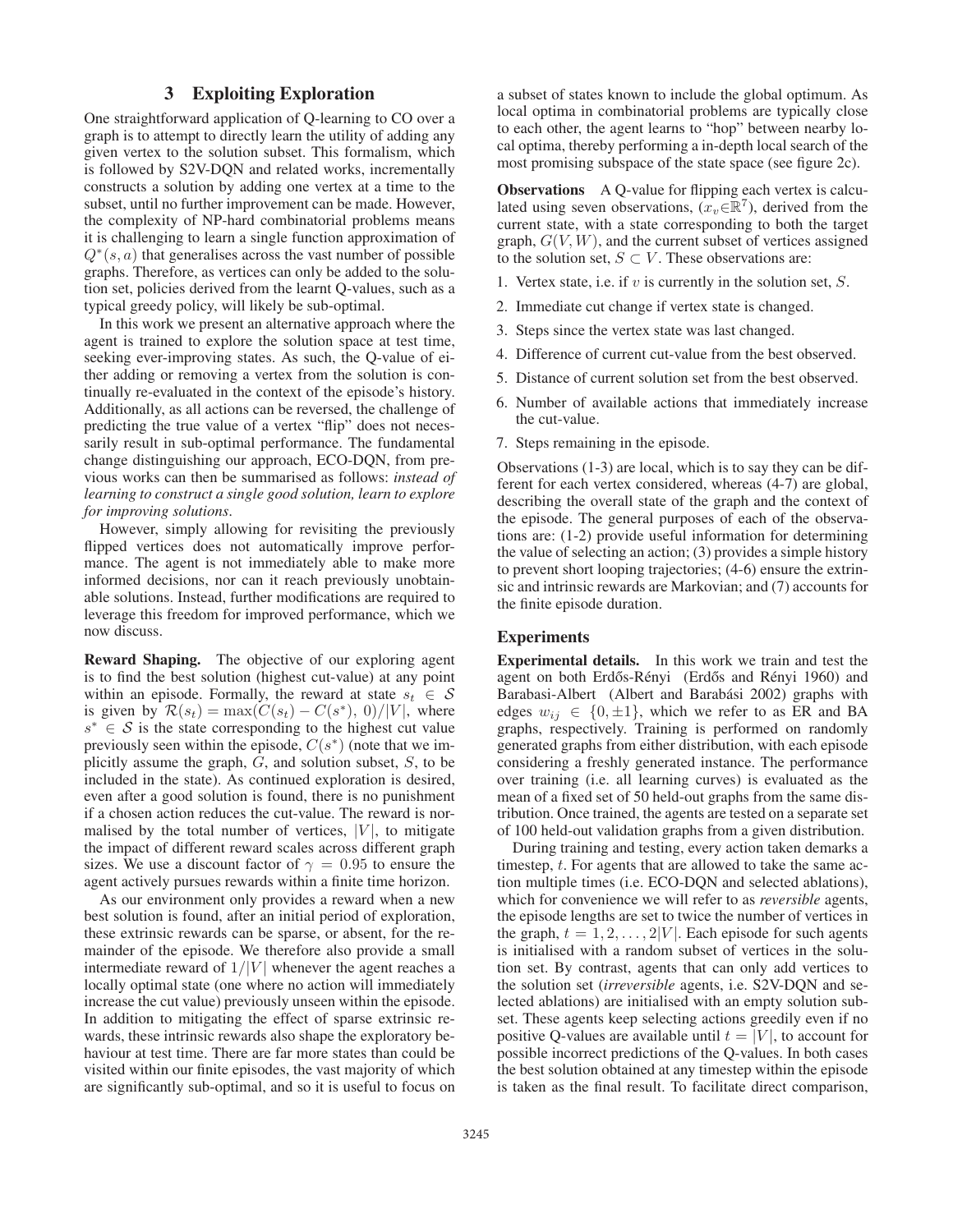## 3 Exploiting Exploration

One straightforward application of Q-learning to CO over a graph is to attempt to directly learn the utility of adding any given vertex to the solution subset. This formalism, which is followed by S2V-DQN and related works, incrementally constructs a solution by adding one vertex at a time to the subset, until no further improvement can be made. However, the complexity of NP-hard combinatorial problems means it is challenging to learn a single function approximation of $Q^*(s, a)$ that generalises across the vast number of possible graphs. Therefore, as vertices can only be added to the solution set, policies derived from the learnt Q-values, such as a typical greedy policy, will likely be sub-optimal.

In this work we present an alternative approach where the agent is trained to explore the solution space at test time, seeking ever-improving states. As such, the Q-value of either adding or removing a vertex from the solution is continually re-evaluated in the context of the episode's history. Additionally, as all actions can be reversed, the challenge of predicting the true value of a vertex "flip" does not necessarily result in sub-optimal performance. The fundamental change distinguishing our approach, ECO-DQN, from previous works can then be summarised as follows: *instead of learning to construct a single good solution, learn to explore for improving solutions*.

However, simply allowing for revisiting the previously flipped vertices does not automatically improve performance. The agent is not immediately able to make more informed decisions, nor can it reach previously unobtainable solutions. Instead, further modifications are required to leverage this freedom for improved performance, which we now discuss.

**Reward Shaping.** The objective of our exploring agent is to find the best solution (highest cut-value) at any point within an episode. Formally, the reward at state $s_t \in \mathcal{S}$ is given by $\mathcal{R}(s_t) = \max(C(s_t) - C(s^*), 0)/|V|$, where $s^* \in \mathcal{S}$ is the state corresponding to the highest cut value previously seen within the episode, $C(s^*)$ (note that we implicitly assume the graph, $G$, and solution subset, $S$, to be included in the state). As continued exploration is desired, even after a good solution is found, there is no punishment if a chosen action reduces the cut-value. The reward is normalised by the total number of vertices, $|V|$, to mitigate the impact of different reward scales across different graph sizes. We use a discount factor of $\gamma = 0.95$ to ensure the agent actively pursues rewards within a finite time horizon.

As our environment only provides a reward when a new best solution is found, after an initial period of exploration, these extrinsic rewards can be sparse, or absent, for the remainder of the episode. We therefore also provide a small intermediate reward of $1/|V|$ whenever the agent reaches a locally optimal state (one where no action will immediately increase the cut value) previously unseen within the episode. In addition to mitigating the effect of sparse extrinsic rewards, these intrinsic rewards also shape the exploratory behaviour at test time. There are far more states than could be visited within our finite episodes, the vast majority of which are significantly sub-optimal, and so it is useful to focus on a subset of states known to include the global optimum. As local optima in combinatorial problems are typically close to each other, the agent learns to "hop" between nearby local optima, thereby performing a in-depth local search of the most promising subspace of the state space (see figure 2c).

**Observations** A Q-value for flipping each vertex is calculated using seven observations, ($x_v \in \mathbb{R}^7$), derived from the current state, with a state corresponding to both the target graph, $G(V, W)$, and the current subset of vertices assigned to the solution set, $S \subset V$. These observations are:

1. Vertex state, i.e. if $v$ is currently in the solution set, $S$.
2. Immediate cut change if vertex state is changed.
3. Steps since the vertex state was last changed.
4. Difference of current cut-value from the best observed.
5. Distance of current solution set from the best observed.
6. Number of available actions that immediately increase the cut-value.
7. Steps remaining in the episode.

Observations (1-3) are local, which is to say they can be different for each vertex considered, whereas (4-7) are global, describing the overall state of the graph and the context of the episode. The general purposes of each of the observations are: (1-2) provide useful information for determining the value of selecting an action; (3) provides a simple history to prevent short looping trajectories; (4-6) ensure the extrinsic and intrinsic rewards are Markovian; and (7) accounts for the finite episode duration.

### Experiments

**Experimental details.** In this work we train and test the agent on both Erdős-Rényi (Erdős and Rényi 1960) and Barabasi-Albert (Albert and Barabási 2002) graphs with edges $w_{ij} \in \{0, \pm 1\}$, which we refer to as ER and BA graphs, respectively. Training is performed on randomly generated graphs from either distribution, with each episode considering a freshly generated instance. The performance over training (i.e. all learning curves) is evaluated as the mean of a fixed set of 50 held-out graphs from the same distribution. Once trained, the agents are tested on a separate set of 100 held-out validation graphs from a given distribution.

During training and testing, every action taken demarks a timestep, $t$. For agents that are allowed to take the same action multiple times (i.e. ECO-DQN and selected ablations), which for convenience we will refer to as *reversible* agents, the episode lengths are set to twice the number of vertices in the graph, $t = 1, 2, \ldots, 2|V|$. Each episode for such agents is initialised with a random subset of vertices in the solution set. By contrast, agents that can only add vertices to the solution set (*irreversible* agents, i.e. S2V-DQN and selected ablations) are initialised with an empty solution subset. These agents keep selecting actions greedily even if no positive Q-values are available until $t = |V|$, to account for possible incorrect predictions of the Q-values. In both cases the best solution obtained at any timestep within the episode is taken as the final result. To facilitate direct comparison,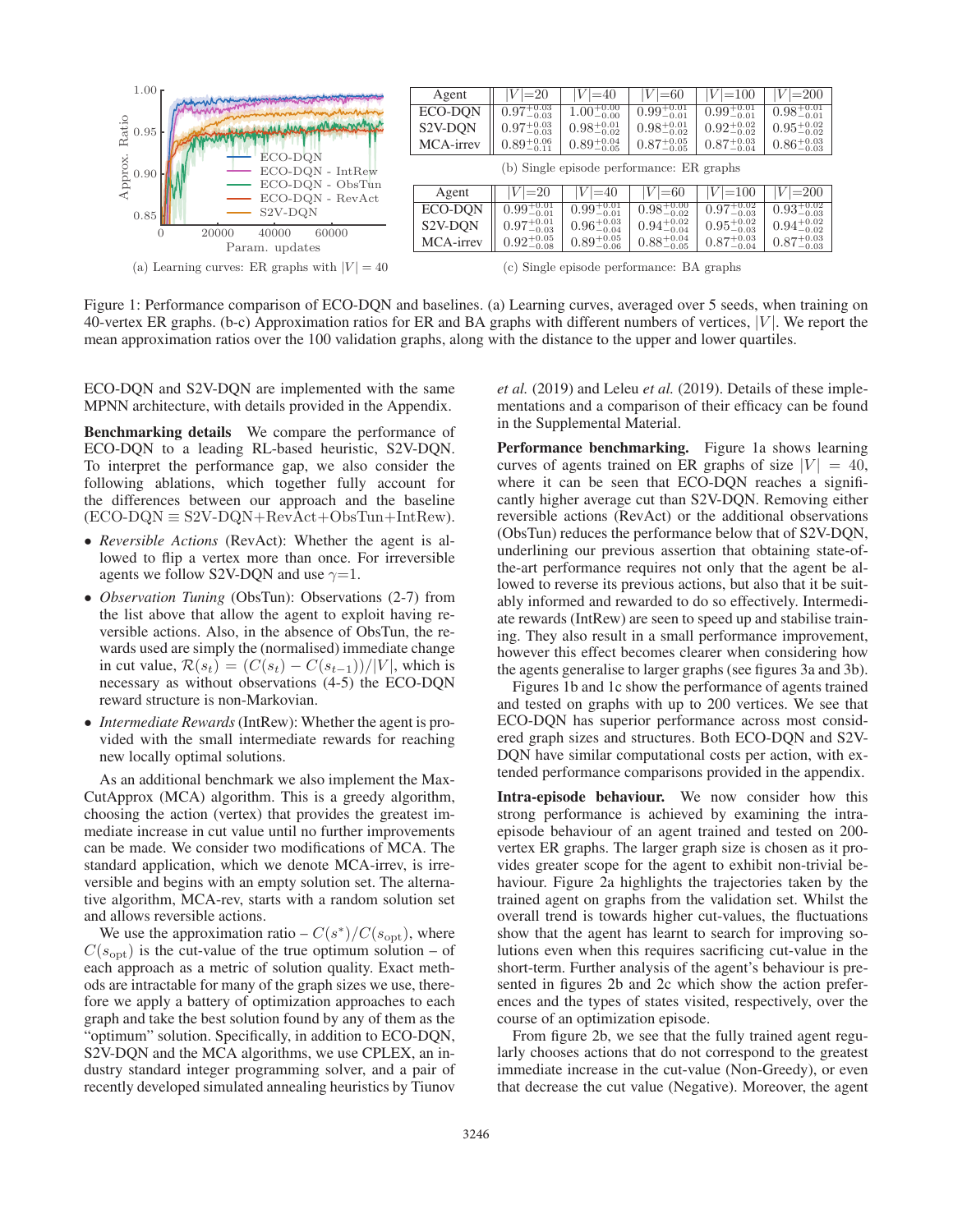| Agent | $\lvert V\rvert$=20 | $\lvert V\rvert$=40 | $\lvert V\rvert$=60 | $\lvert V\rvert$=100 | $\lvert V\rvert$=200 |
|---|---|---|---|---|---|
| ECO-DQN | $0.97^{+0.03}_{-0.03}$ | $1.00^{+0.00}_{-0.00}$ | $0.99^{+0.01}_{-0.01}$ | $0.99^{+0.01}_{-0.01}$ | $0.98^{+0.01}_{-0.01}$ |
| S2V-DQN | $0.97^{+0.03}_{-0.03}$ | $0.98^{+0.01}_{-0.02}$ | $0.98^{+0.01}_{-0.02}$ | $0.92^{+0.02}_{-0.02}$ | $0.95^{+0.02}_{-0.02}$ |
| MCA-irrev | $0.89^{+0.06}_{-0.11}$ | $0.89^{+0.04}_{-0.05}$ | $0.87^{+0.05}_{-0.05}$ | $0.87^{+0.05}_{-0.04}$ | $0.86^{+0.02}_{-0.03}$ |

(b) Single episode performance: ER graphs

| Agent | $\lvert V\rvert$=20 | $\lvert V\rvert$=40 | $\lvert V\rvert$=60 | $\lvert V\rvert$=100 | $\lvert V\rvert$=200 |
|---|---|---|---|---|---|
| ECO-DQN | $0.99^{+0.01}_{-0.01}$ | $0.99^{+0.01}_{-0.01}$ | $0.98^{+0.00}_{-0.02}$ | $0.97^{+0.02}_{-0.03}$ | $0.93^{+0.02}_{-0.03}$ |
| S2V-DQN | $0.97^{+0.01}_{-0.03}$ | $0.96^{+0.03}_{-0.04}$ | $0.94^{+0.02}_{-0.04}$ | $0.95^{+0.02}_{-0.03}$ | $0.94^{+0.02}_{-0.02}$ |
| MCA-irrev | $0.92^{+0.05}_{-0.08}$ | $0.89^{+0.05}_{-0.06}$ | $0.88^{+0.04}_{-0.05}$ | $0.87^{+0.03}_{-0.04}$ | $0.87^{+0.03}_{-0.03}$ |

(c) Single episode performance: BA graphs

(a) Learning curves: ER graphs with $|V| = 40$

Figure 1: Performance comparison of ECO-DQN and baselines. (a) Learning curves, averaged over 5 seeds, when training on 40-vertex ER graphs. (b-c) Approximation ratios for ER and BA graphs with different numbers of vertices, $|V|$. We report the mean approximation ratios over the 100 validation graphs, along with the distance to the upper and lower quartiles.

ECO-DQN and S2V-DQN are implemented with the same MPNN architecture, with details provided in the Appendix.

**Benchmarking details** We compare the performance of ECO-DQN to a leading RL-based heuristic, S2V-DQN. To interpret the performance gap, we also consider the following ablations, which together fully account for the differences between our approach and the baseline (ECO-DQN $\equiv$ S2V-DQN+RevAct+ObsTun+IntRew).

- *Reversible Actions* (RevAct): Whether the agent is allowed to flip a vertex more than once. For irreversible agents we follow S2V-DQN and use $\gamma$=1.
- *Observation Tuning* (ObsTun): Observations (2-7) from the list above that allow the agent to exploit having reversible actions. Also, in the absence of ObsTun, the rewards used are simply the (normalised) immediate change in cut value, $\mathcal{R}(s_t) = (C(s_t) - C(s_{t-1}))/|V|$, which is necessary as without observations (4-5) the ECO-DQN reward structure is non-Markovian.
- *Intermediate Rewards* (IntRew): Whether the agent is provided with the small intermediate rewards for reaching new locally optimal solutions.

As an additional benchmark we also implement the MaxCutApprox (MCA) algorithm. This is a greedy algorithm, choosing the action (vertex) that provides the greatest immediate increase in cut value until no further improvements can be made. We consider two modifications of MCA. The standard application, which we denote MCA-irrev, is irreversible and begins with an empty solution set. The alternative algorithm, MCA-rev, starts with a random solution set and allows reversible actions.

We use the approximation ratio – $C(s^*)/C(s_{\text{opt}})$, where $C(s_{\text{opt}})$ is the cut-value of the true optimum solution – of each approach as a metric of solution quality. Exact methods are intractable for many of the graph sizes we use, therefore we apply a battery of optimization approaches to each graph and take the best solution found by any of them as the "optimum" solution. Specifically, in addition to ECO-DQN, S2V-DQN and the MCA algorithms, we use CPLEX, an industry standard integer programming solver, and a pair of recently developed simulated annealing heuristics by Tiunov *et al.* (2019) and Leleu *et al.* (2019). Details of these implementations and a comparison of their efficacy can be found in the Supplemental Material.

**Performance benchmarking.** Figure 1a shows learning curves of agents trained on ER graphs of size $|V| = 40$, where it can be seen that ECO-DQN reaches a significantly higher average cut than S2V-DQN. Removing either reversible actions (RevAct) or the additional observations (ObsTun) reduces the performance below that of S2V-DQN, underlining our previous assertion that obtaining state-of-the-art performance requires not only that the agent be allowed to reverse its previous actions, but also that it be suitably informed and rewarded to do so effectively. Intermediate rewards (IntRew) are seen to speed up and stabilise training. They also result in a small performance improvement, however this effect becomes clearer when considering how the agents generalise to larger graphs (see figures 3a and 3b).

Figures 1b and 1c show the performance of agents trained and tested on graphs with up to 200 vertices. We see that ECO-DQN has superior performance across most considered graph sizes and structures. Both ECO-DQN and S2V-DQN have similar computational costs per action, with extended performance comparisons provided in the appendix.

**Intra-episode behaviour.** We now consider how this strong performance is achieved by examining the intra-episode behaviour of an agent trained and tested on 200-vertex ER graphs. The larger graph size is chosen as it provides greater scope for the agent to exhibit non-trivial behaviour. Figure 2a highlights the trajectories taken by the trained agent on graphs from the validation set. Whilst the overall trend is towards higher cut-values, the fluctuations show that the agent has learnt to search for improving solutions even when this requires sacrificing cut-value in the short-term. Further analysis of the agent's behaviour is presented in figures 2b and 2c which show the action preferences and the types of states visited, respectively, over the course of an optimization episode.

From figure 2b, we see that the fully trained agent regularly chooses actions that do not correspond to the greatest immediate increase in the cut-value (Non-Greedy), or even that decrease the cut value (Negative). Moreover, the agent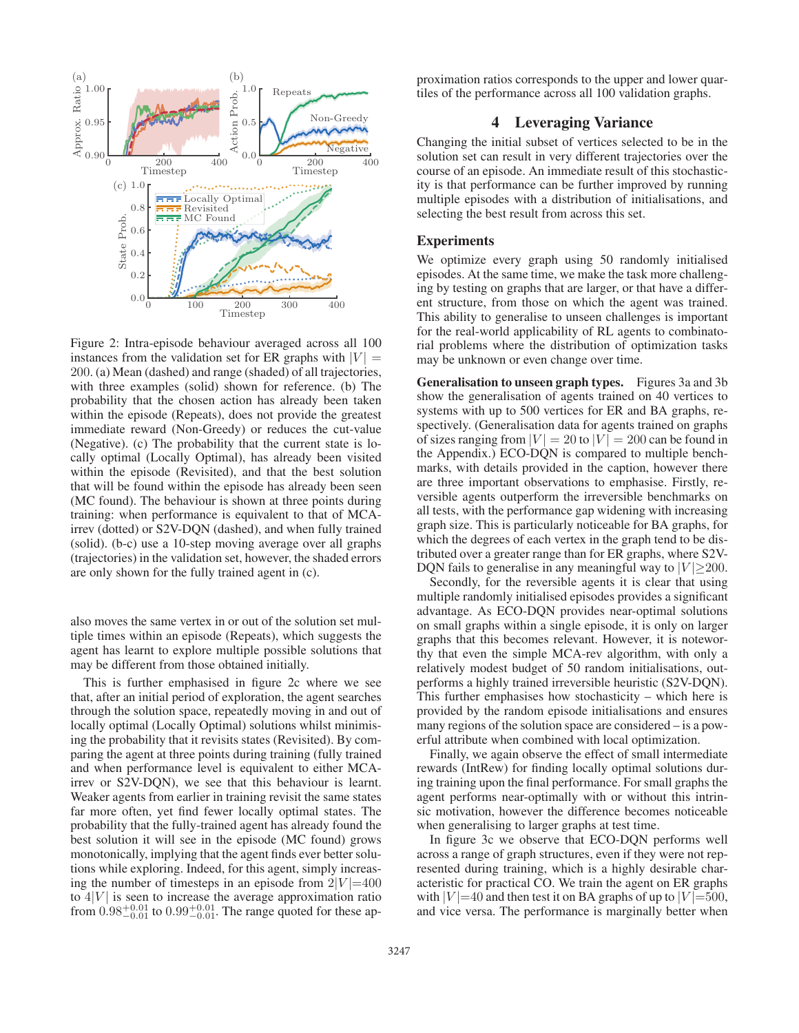Figure 2: Intra-episode behaviour averaged across all 100 instances from the validation set for ER graphs with $|V| = 200$. (a) Mean (dashed) and range (shaded) of all trajectories, with three examples (solid) shown for reference. (b) The probability that the chosen action has already been taken within the episode (Repeats), does not provide the greatest immediate reward (Non-Greedy) or reduces the cut-value (Negative). (c) The probability that the current state is locally optimal (Locally Optimal), has already been visited within the episode (Revisited), and that the best solution that will be found within the episode has already been seen (MC found). The behaviour is shown at three points during training: when performance is equivalent to that of MCA-irrev (dotted) or S2V-DQN (dashed), and when fully trained (solid). (b-c) use a 10-step moving average over all graphs (trajectories) in the validation set, however, the shaded errors are only shown for the fully trained agent in (c).

also moves the same vertex in or out of the solution set multiple times within an episode (Repeats), which suggests the agent has learnt to explore multiple possible solutions that may be different from those obtained initially.

This is further emphasised in figure 2c where we see that, after an initial period of exploration, the agent searches through the solution space, repeatedly moving in and out of locally optimal (Locally Optimal) solutions whilst minimising the probability that it revisits states (Revisited). By comparing the agent at three points during training (fully trained and when performance level is equivalent to either MCA-irrev or S2V-DQN), we see that this behaviour is learnt. Weaker agents from earlier in training revisit the same states far more often, yet find fewer locally optimal states. The probability that the fully-trained agent has already found the best solution it will see in the episode (MC found) grows monotonically, implying that the agent finds ever better solutions while exploring. Indeed, for this agent, simply increasing the number of timesteps in an episode from $2|V|{=}400$ to $4|V|$ is seen to increase the average approximation ratio from $0.98^{+0.01}_{-0.01}$ to $0.99^{+0.01}_{-0.01}$. The range quoted for these approximation ratios corresponds to the upper and lower quartiles of the performance across all 100 validation graphs.

## 4 Leveraging Variance

Changing the initial subset of vertices selected to be in the solution set can result in very different trajectories over the course of an episode. An immediate result of this stochasticity is that performance can be further improved by running multiple episodes with a distribution of initialisations, and selecting the best result from across this set.

### Experiments

We optimize every graph using 50 randomly initialised episodes. At the same time, we make the task more challenging by testing on graphs that are larger, or that have a different structure, from those on which the agent was trained. This ability to generalise to unseen challenges is important for the real-world applicability of RL agents to combinatorial problems where the distribution of optimization tasks may be unknown or even change over time.

**Generalisation to unseen graph types.** Figures 3a and 3b show the generalisation of agents trained on 40 vertices to systems with up to 500 vertices for ER and BA graphs, respectively. (Generalisation data for agents trained on graphs of sizes ranging from $|V| = 20$ to $|V| = 200$ can be found in the Appendix.) ECO-DQN is compared to multiple benchmarks, with details provided in the caption, however there are three important observations to emphasise. Firstly, reversible agents outperform the irreversible benchmarks on all tests, with the performance gap widening with increasing graph size. This is particularly noticeable for BA graphs, for which the degrees of each vertex in the graph tend to be distributed over a greater range than for ER graphs, where S2V-DQN fails to generalise in any meaningful way to $|V|{\geq}200$.

Secondly, for the reversible agents it is clear that using multiple randomly initialised episodes provides a significant advantage. As ECO-DQN provides near-optimal solutions on small graphs within a single episode, it is only on larger graphs that this becomes relevant. However, it is noteworthy that even the simple MCA-rev algorithm, with only a relatively modest budget of 50 random initialisations, outperforms a highly trained irreversible heuristic (S2V-DQN). This further emphasises how stochasticity – which here is provided by the random episode initialisations and ensures many regions of the solution space are considered – is a powerful attribute when combined with local optimization.

Finally, we again observe the effect of small intermediate rewards (IntRew) for finding locally optimal solutions during training upon the final performance. For small graphs the agent performs near-optimally with or without this intrinsic motivation, however the difference becomes noticeable when generalising to larger graphs at test time.

In figure 3c we observe that ECO-DQN performs well across a range of graph structures, even if they were not represented during training, which is a highly desirable characteristic for practical CO. We train the agent on ER graphs with $|V|{=}40$ and then test it on BA graphs of up to $|V|{=}500$, and vice versa. The performance is marginally better when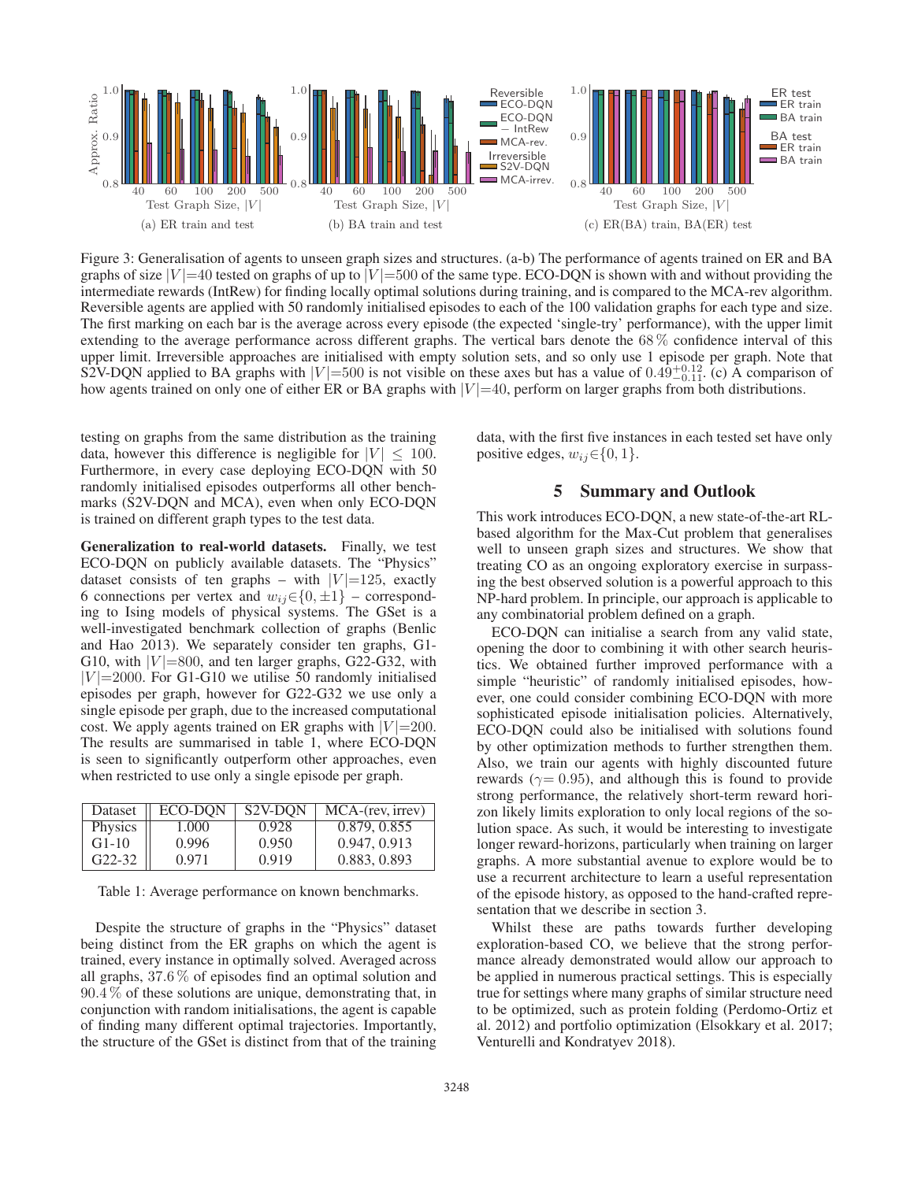Figure 3: Generalisation of agents to unseen graph sizes and structures. (a-b) The performance of agents trained on ER and BA graphs of size $|V|$=40 tested on graphs of up to $|V|$=500 of the same type. ECO-DQN is shown with and without providing the intermediate rewards (IntRew) for finding locally optimal solutions during training, and is compared to the MCA-rev algorithm. Reversible agents are applied with 50 randomly initialised episodes to each of the 100 validation graphs for each type and size. The first marking on each bar is the average across every episode (the expected 'single-try' performance), with the upper limit extending to the average performance across different graphs. The vertical bars denote the 68 % confidence interval of this upper limit. Irreversible approaches are initialised with empty solution sets, and so only use 1 episode per graph. Note that S2V-DQN applied to BA graphs with $|V|$=500 is not visible on these axes but has a value of $0.49^{+0.12}_{-0.11}$. (c) A comparison of how agents trained on only one of either ER or BA graphs with $|V|$=40, perform on larger graphs from both distributions.

testing on graphs from the same distribution as the training data, however this difference is negligible for $|V| \leq 100$. Furthermore, in every case deploying ECO-DQN with 50 randomly initialised episodes outperforms all other benchmarks (S2V-DQN and MCA), even when only ECO-DQN is trained on different graph types to the test data.

**Generalization to real-world datasets.** Finally, we test ECO-DQN on publicly available datasets. The "Physics" dataset consists of ten graphs – with $|V|$=125, exactly 6 connections per vertex and $w_{ij} \in \{0, \pm 1\}$ – corresponding to Ising models of physical systems. The GSet is a well-investigated benchmark collection of graphs (Benlic and Hao 2013). We separately consider ten graphs, G1-G10, with $|V|$=800, and ten larger graphs, G22-G32, with $|V|$=2000. For G1-G10 we utilise 50 randomly initialised episodes per graph, however for G22-G32 we use only a single episode per graph, due to the increased computational cost. We apply agents trained on ER graphs with $|V|$=200. The results are summarised in table 1, where ECO-DQN is seen to significantly outperform other approaches, even when restricted to use only a single episode per graph.

| Dataset | ECO-DQN | S2V-DQN | MCA-(rev, irrev) |
|---|---|---|---|
| Physics | 1.000 | 0.928 | 0.879, 0.855 |
| G1-10 | 0.996 | 0.950 | 0.947, 0.913 |
| G22-32 | 0.971 | 0.919 | 0.883, 0.893 |

Table 1: Average performance on known benchmarks.

Despite the structure of graphs in the "Physics" dataset being distinct from the ER graphs on which the agent is trained, every instance in optimally solved. Averaged across all graphs, 37.6 % of episodes find an optimal solution and 90.4 % of these solutions are unique, demonstrating that, in conjunction with random initialisations, the agent is capable of finding many different optimal trajectories. Importantly, the structure of the GSet is distinct from that of the training data, with the first five instances in each tested set have only positive edges, $w_{ij} \in \{0, 1\}$.

## 5 Summary and Outlook

This work introduces ECO-DQN, a new state-of-the-art RL-based algorithm for the Max-Cut problem that generalises well to unseen graph sizes and structures. We show that treating CO as an ongoing exploratory exercise in surpassing the best observed solution is a powerful approach to this NP-hard problem. In principle, our approach is applicable to any combinatorial problem defined on a graph.

ECO-DQN can initialise a search from any valid state, opening the door to combining it with other search heuristics. We obtained further improved performance with a simple "heuristic" of randomly initialised episodes, however, one could consider combining ECO-DQN with more sophisticated episode initialisation policies. Alternatively, ECO-DQN could also be initialised with solutions found by other optimization methods to further strengthen them. Also, we train our agents with highly discounted future rewards ($\gamma$= 0.95), and although this is found to provide strong performance, the relatively short-term reward horizon likely limits exploration to only local regions of the solution space. As such, it would be interesting to investigate longer reward-horizons, particularly when training on larger graphs. A more substantial avenue to explore would be to use a recurrent architecture to learn a useful representation of the episode history, as opposed to the hand-crafted representation that we describe in section 3.

Whilst these are paths towards further developing exploration-based CO, we believe that the strong performance already demonstrated would allow our approach to be applied in numerous practical settings. This is especially true for settings where many graphs of similar structure need to be optimized, such as protein folding (Perdomo-Ortiz et al. 2012) and portfolio optimization (Elsokkary et al. 2017; Venturelli and Kondratyev 2018).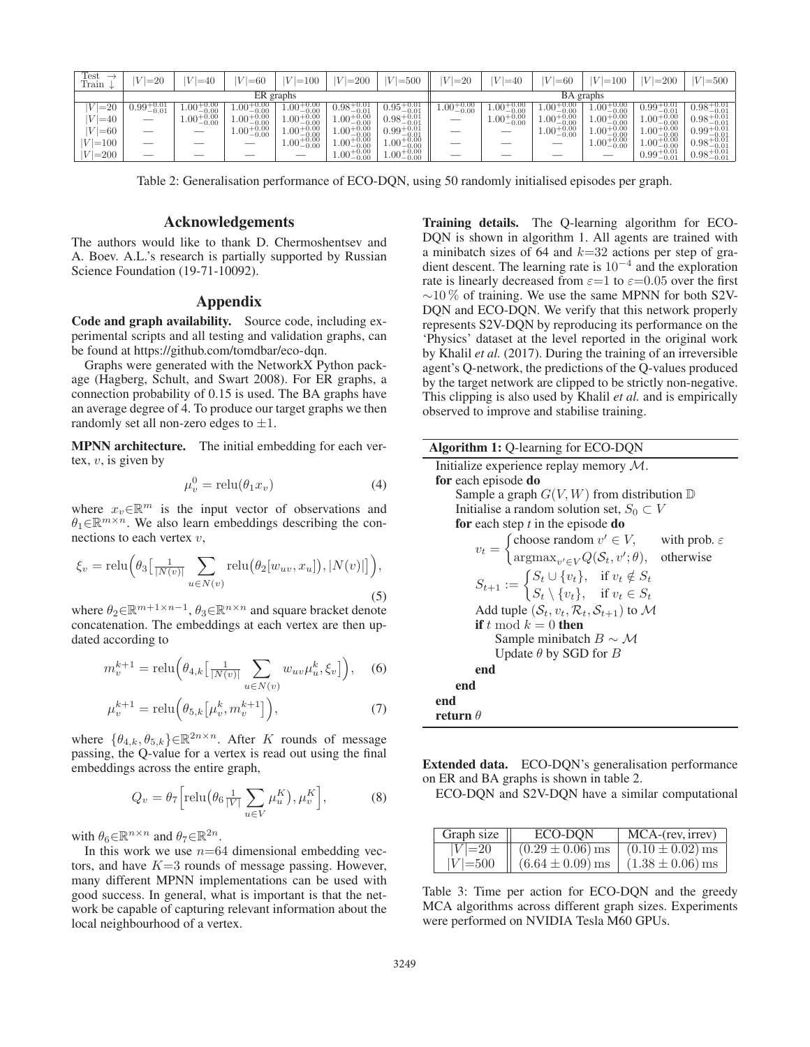| Test → Train ↓ | $\|V\|$=20 | $\|V\|$=40 | $\|V\|$=60 | $\|V\|$=100 | $\|V\|$=200 | $\|V\|$=500 | $\|V\|$=20 | $\|V\|$=40 | $\|V\|$=60 | $\|V\|$=100 | $\|V\|$=200 | $\|V\|$=500 |
|---|---|---|---|---|---|---|---|---|---|---|---|---|
| | ER graphs | | | | | | BA graphs | | | | | |
| $\|V\|$=20 | $0.99^{+0.01}_{-0.01}$ | $1.00^{+0.00}_{-0.00}$ | $1.00^{+0.00}_{-0.00}$ | $1.00^{+0.00}_{-0.00}$ | $0.98^{+0.01}_{-0.01}$ | $0.95^{+0.01}_{-0.01}$ | $1.00^{+0.00}_{-0.00}$ | $1.00^{+0.00}_{-0.00}$ | $1.00^{+0.00}_{-0.00}$ | $1.00^{+0.00}_{-0.00}$ | $0.99^{+0.01}_{-0.01}$ | $0.98^{+0.01}_{-0.01}$ |
| $\|V\|$=40 | — | $1.00^{+0.00}_{-0.00}$ | $1.00^{+0.00}_{-0.00}$ | $1.00^{+0.00}_{-0.00}$ | $1.00^{+0.00}_{-0.00}$ | $0.98^{+0.01}_{-0.01}$ | — | $1.00^{+0.00}_{-0.00}$ | $1.00^{+0.00}_{-0.00}$ | $1.00^{+0.00}_{-0.00}$ | $1.00^{+0.00}_{-0.00}$ | $0.98^{+0.01}_{-0.01}$ |
| $\|V\|$=60 | — | — | $1.00^{+0.00}_{-0.00}$ | $1.00^{+0.00}_{-0.00}$ | $1.00^{+0.00}_{-0.00}$ | $0.99^{+0.01}_{-0.01}$ | — | — | $1.00^{+0.00}_{-0.00}$ | $1.00^{+0.00}_{-0.00}$ | $1.00^{+0.00}_{-0.00}$ | $0.99^{+0.01}_{-0.01}$ |
| $\|V\|$=100 | — | — | — | $1.00^{+0.00}_{-0.00}$ | $1.00^{+0.00}_{-0.00}$ | $1.00^{+0.00}_{-0.00}$ | — | — | — | $1.00^{+0.00}_{-0.00}$ | $1.00^{+0.00}_{-0.00}$ | $0.98^{+0.01}_{-0.01}$ |
| $\|V\|$=200 | — | — | — | — | $1.00^{+0.00}_{-0.00}$ | $1.00^{+0.00}_{-0.00}$ | — | — | — | — | $0.99^{+0.01}_{-0.01}$ | $0.98^{+0.01}_{-0.01}$ |

Table 2: Generalisation performance of ECO-DQN, using 50 randomly initialised episodes per graph.

## Acknowledgements

The authors would like to thank D. Chermoshentsev and A. Boev. A.L.'s research is partially supported by Russian Science Foundation (19-71-10092).

## Appendix

**Code and graph availability.** Source code, including experimental scripts and all testing and validation graphs, can be found at https://github.com/tomdbar/eco-dqn.

Graphs were generated with the NetworkX Python package (Hagberg, Schult, and Swart 2008). For ER graphs, a connection probability of 0.15 is used. The BA graphs have an average degree of 4. To produce our target graphs we then randomly set all non-zero edges to $\pm 1$.

**MPNN architecture.** The initial embedding for each vertex, $v$, is given by

$$\mu_v^0 = \text{relu}(\theta_1 x_v) \tag{4}$$

where $x_v \in \mathbb{R}^m$ is the input vector of observations and $\theta_1 \in \mathbb{R}^{m \times n}$. We also learn embeddings describing the connections to each vertex $v$,

$$\xi_v = \text{relu}\Big(\theta_3\big[\tfrac{1}{|N(v)|}\sum_{u\in N(v)} \text{relu}\big(\theta_2[w_{uv}, x_u]\big), |N(v)|\big]\Big), \tag{5}$$

where $\theta_2 \in \mathbb{R}^{m+1 \times n-1}$, $\theta_3 \in \mathbb{R}^{n \times n}$ and square bracket denote concatenation. The embeddings at each vertex are then updated according to

$$m_v^{k+1} = \text{relu}\Big(\theta_{4,k}\big[\tfrac{1}{|N(v)|}\sum_{u\in N(v)} w_{uv}\mu_u^k, \xi_v\big]\Big), \tag{6}$$

$$\mu_v^{k+1} = \text{relu}\Big(\theta_{5,k}\big[\mu_v^k, m_v^{k+1}\big]\Big), \tag{7}$$

where $\{\theta_{4,k}, \theta_{5,k}\} \in \mathbb{R}^{2n \times n}$. After $K$ rounds of message passing, the Q-value for a vertex is read out using the final embeddings across the entire graph,

$$Q_v = \theta_7\Big[\text{relu}\big(\theta_6 \tfrac{1}{|V|}\sum_{u\in V}\mu_u^K\big), \mu_v^K\Big], \tag{8}$$

with $\theta_6 \in \mathbb{R}^{n \times n}$ and $\theta_7 \in \mathbb{R}^{2n}$.

In this work we use $n$=64 dimensional embedding vectors, and have $K$=3 rounds of message passing. However, many different MPNN implementations can be used with good success. In general, what is important is that the network be capable of capturing relevant information about the local neighbourhood of a vertex.

**Training details.** The Q-learning algorithm for ECO-DQN is shown in algorithm 1. All agents are trained with a minibatch sizes of 64 and $k$=32 actions per step of gradient descent. The learning rate is $10^{-4}$ and the exploration rate is linearly decreased from $\varepsilon$=1 to $\varepsilon$=0.05 over the first ~10 % of training. We use the same MPNN for both S2V-DQN and ECO-DQN. We verify that this network properly represents S2V-DQN by reproducing its performance on the 'Physics' dataset at the level reported in the original work by Khalil *et al.* (2017). During the training of an irreversible agent's Q-network, the predictions of the Q-values produced by the target network are clipped to be strictly non-negative. This clipping is also used by Khalil *et al.* and is empirically observed to improve and stabilise training.

**Algorithm 1:** Q-learning for ECO-DQN

```
Initialize experience replay memory M.
for each episode do
    Sample a graph G(V, W) from distribution D
    Initialise a random solution set, S_0 ⊂ V
    for each step t in the episode do
        v_t = { choose random v' ∈ V,             with prob. ε
              { argmax_{v'∈V} Q(S_t, v'; θ),     otherwise
        S_{t+1} := { S_t ∪ {v_t},   if v_t ∉ S_t
                   { S_t \ {v_t},   if v_t ∈ S_t
        Add tuple (S_t, v_t, R_t, S_{t+1}) to M
        if t mod k = 0 then
            Sample minibatch B ~ M
            Update θ by SGD for B
        end
    end
end
return θ
```

**Extended data.** ECO-DQN's generalisation performance on ER and BA graphs is shown in table 2.

ECO-DQN and S2V-DQN have a similar computational

| Graph size | ECO-DQN | MCA-(rev, irrev) |
|---|---|---|
| $\|V\|$=20 | $(0.29 \pm 0.06)$ ms | $(0.10 \pm 0.02)$ ms |
| $\|V\|$=500 | $(6.64 \pm 0.09)$ ms | $(1.38 \pm 0.06)$ ms |

Table 3: Time per action for ECO-DQN and the greedy MCA algorithms across different graph sizes. Experiments were performed on NVIDIA Tesla M60 GPUs.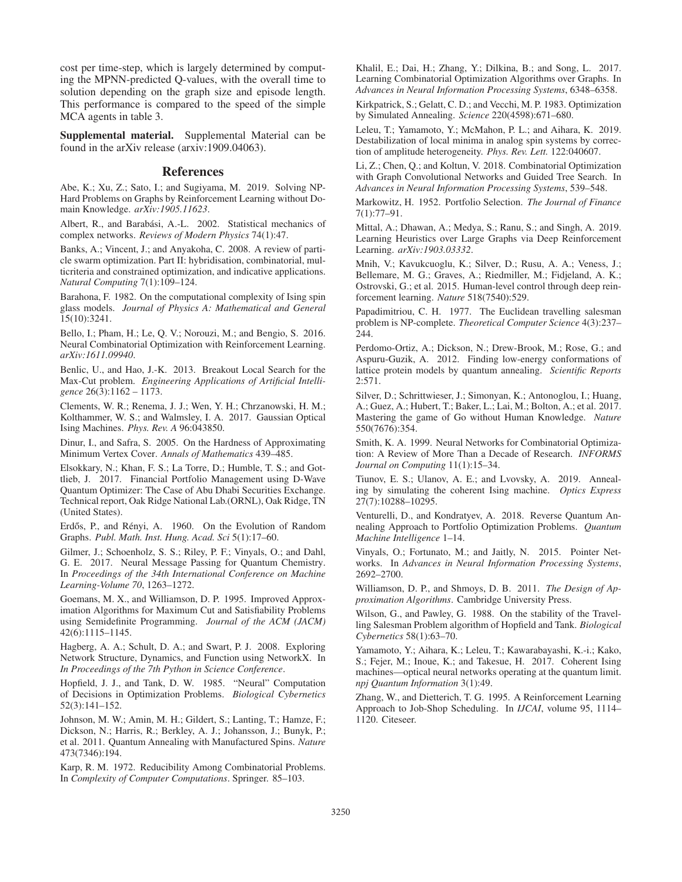cost per time-step, which is largely determined by computing the MPNN-predicted Q-values, with the overall time to solution depending on the graph size and episode length. This performance is compared to the speed of the simple MCA agents in table 3.

**Supplemental material.** Supplemental Material can be found in the arXiv release (arxiv:1909.04063).

## References

Abe, K.; Xu, Z.; Sato, I.; and Sugiyama, M. 2019. Solving NP-Hard Problems on Graphs by Reinforcement Learning without Domain Knowledge. *arXiv:1905.11623*.

Albert, R., and Barabási, A.-L. 2002. Statistical mechanics of complex networks. *Reviews of Modern Physics* 74(1):47.

Banks, A.; Vincent, J.; and Anyakoha, C. 2008. A review of particle swarm optimization. Part II: hybridisation, combinatorial, multicriteria and constrained optimization, and indicative applications. *Natural Computing* 7(1):109–124.

Barahona, F. 1982. On the computational complexity of Ising spin glass models. *Journal of Physics A: Mathematical and General* 15(10):3241.

Bello, I.; Pham, H.; Le, Q. V.; Norouzi, M.; and Bengio, S. 2016. Neural Combinatorial Optimization with Reinforcement Learning. *arXiv:1611.09940*.

Benlic, U., and Hao, J.-K. 2013. Breakout Local Search for the Max-Cut problem. *Engineering Applications of Artificial Intelligence* 26(3):1162 – 1173.

Clements, W. R.; Renema, J. J.; Wen, Y. H.; Chrzanowski, H. M.; Kolthammer, W. S.; and Walmsley, I. A. 2017. Gaussian Optical Ising Machines. *Phys. Rev. A* 96:043850.

Dinur, I., and Safra, S. 2005. On the Hardness of Approximating Minimum Vertex Cover. *Annals of Mathematics* 439–485.

Elsokkary, N.; Khan, F. S.; La Torre, D.; Humble, T. S.; and Gottlieb, J. 2017. Financial Portfolio Management using D-Wave Quantum Optimizer: The Case of Abu Dhabi Securities Exchange. Technical report, Oak Ridge National Lab.(ORNL), Oak Ridge, TN (United States).

Erdős, P., and Rényi, A. 1960. On the Evolution of Random Graphs. *Publ. Math. Inst. Hung. Acad. Sci* 5(1):17–60.

Gilmer, J.; Schoenholz, S. S.; Riley, P. F.; Vinyals, O.; and Dahl, G. E. 2017. Neural Message Passing for Quantum Chemistry. In *Proceedings of the 34th International Conference on Machine Learning-Volume 70*, 1263–1272.

Goemans, M. X., and Williamson, D. P. 1995. Improved Approximation Algorithms for Maximum Cut and Satisfiability Problems using Semidefinite Programming. *Journal of the ACM (JACM)* 42(6):1115–1145.

Hagberg, A. A.; Schult, D. A.; and Swart, P. J. 2008. Exploring Network Structure, Dynamics, and Function using NetworkX. In *In Proceedings of the 7th Python in Science Conference*.

Hopfield, J. J., and Tank, D. W. 1985. "Neural" Computation of Decisions in Optimization Problems. *Biological Cybernetics* 52(3):141–152.

Johnson, M. W.; Amin, M. H.; Gildert, S.; Lanting, T.; Hamze, F.; Dickson, N.; Harris, R.; Berkley, A. J.; Johansson, J.; Bunyk, P.; et al. 2011. Quantum Annealing with Manufactured Spins. *Nature* 473(7346):194.

Karp, R. M. 1972. Reducibility Among Combinatorial Problems. In *Complexity of Computer Computations*. Springer. 85–103.

Khalil, E.; Dai, H.; Zhang, Y.; Dilkina, B.; and Song, L. 2017. Learning Combinatorial Optimization Algorithms over Graphs. In *Advances in Neural Information Processing Systems*, 6348–6358.

Kirkpatrick, S.; Gelatt, C. D.; and Vecchi, M. P. 1983. Optimization by Simulated Annealing. *Science* 220(4598):671–680.

Leleu, T.; Yamamoto, Y.; McMahon, P. L.; and Aihara, K. 2019. Destabilization of local minima in analog spin systems by correction of amplitude heterogeneity. *Phys. Rev. Lett.* 122:040607.

Li, Z.; Chen, Q.; and Koltun, V. 2018. Combinatorial Optimization with Graph Convolutional Networks and Guided Tree Search. In *Advances in Neural Information Processing Systems*, 539–548.

Markowitz, H. 1952. Portfolio Selection. *The Journal of Finance* 7(1):77–91.

Mittal, A.; Dhawan, A.; Medya, S.; Ranu, S.; and Singh, A. 2019. Learning Heuristics over Large Graphs via Deep Reinforcement Learning. *arXiv:1903.03332*.

Mnih, V.; Kavukcuoglu, K.; Silver, D.; Rusu, A. A.; Veness, J.; Bellemare, M. G.; Graves, A.; Riedmiller, M.; Fidjeland, A. K.; Ostrovski, G.; et al. 2015. Human-level control through deep reinforcement learning. *Nature* 518(7540):529.

Papadimitriou, C. H. 1977. The Euclidean travelling salesman problem is NP-complete. *Theoretical Computer Science* 4(3):237–244.

Perdomo-Ortiz, A.; Dickson, N.; Drew-Brook, M.; Rose, G.; and Aspuru-Guzik, A. 2012. Finding low-energy conformations of lattice protein models by quantum annealing. *Scientific Reports* 2:571.

Silver, D.; Schrittwieser, J.; Simonyan, K.; Antonoglou, I.; Huang, A.; Guez, A.; Hubert, T.; Baker, L.; Lai, M.; Bolton, A.; et al. 2017. Mastering the game of Go without Human Knowledge. *Nature* 550(7676):354.

Smith, K. A. 1999. Neural Networks for Combinatorial Optimization: A Review of More Than a Decade of Research. *INFORMS Journal on Computing* 11(1):15–34.

Tiunov, E. S.; Ulanov, A. E.; and Lvovsky, A. 2019. Annealing by simulating the coherent Ising machine. *Optics Express* 27(7):10288–10295.

Venturelli, D., and Kondratyev, A. 2018. Reverse Quantum Annealing Approach to Portfolio Optimization Problems. *Quantum Machine Intelligence* 1–14.

Vinyals, O.; Fortunato, M.; and Jaitly, N. 2015. Pointer Networks. In *Advances in Neural Information Processing Systems*, 2692–2700.

Williamson, D. P., and Shmoys, D. B. 2011. *The Design of Approximation Algorithms*. Cambridge University Press.

Wilson, G., and Pawley, G. 1988. On the stability of the Travelling Salesman Problem algorithm of Hopfield and Tank. *Biological Cybernetics* 58(1):63–70.

Yamamoto, Y.; Aihara, K.; Leleu, T.; Kawarabayashi, K.-i.; Kako, S.; Fejer, M.; Inoue, K.; and Takesue, H. 2017. Coherent Ising machines—optical neural networks operating at the quantum limit. *npj Quantum Information* 3(1):49.

Zhang, W., and Dietterich, T. G. 1995. A Reinforcement Learning Approach to Job-Shop Scheduling. In *IJCAI*, volume 95, 1114–1120. Citeseer.